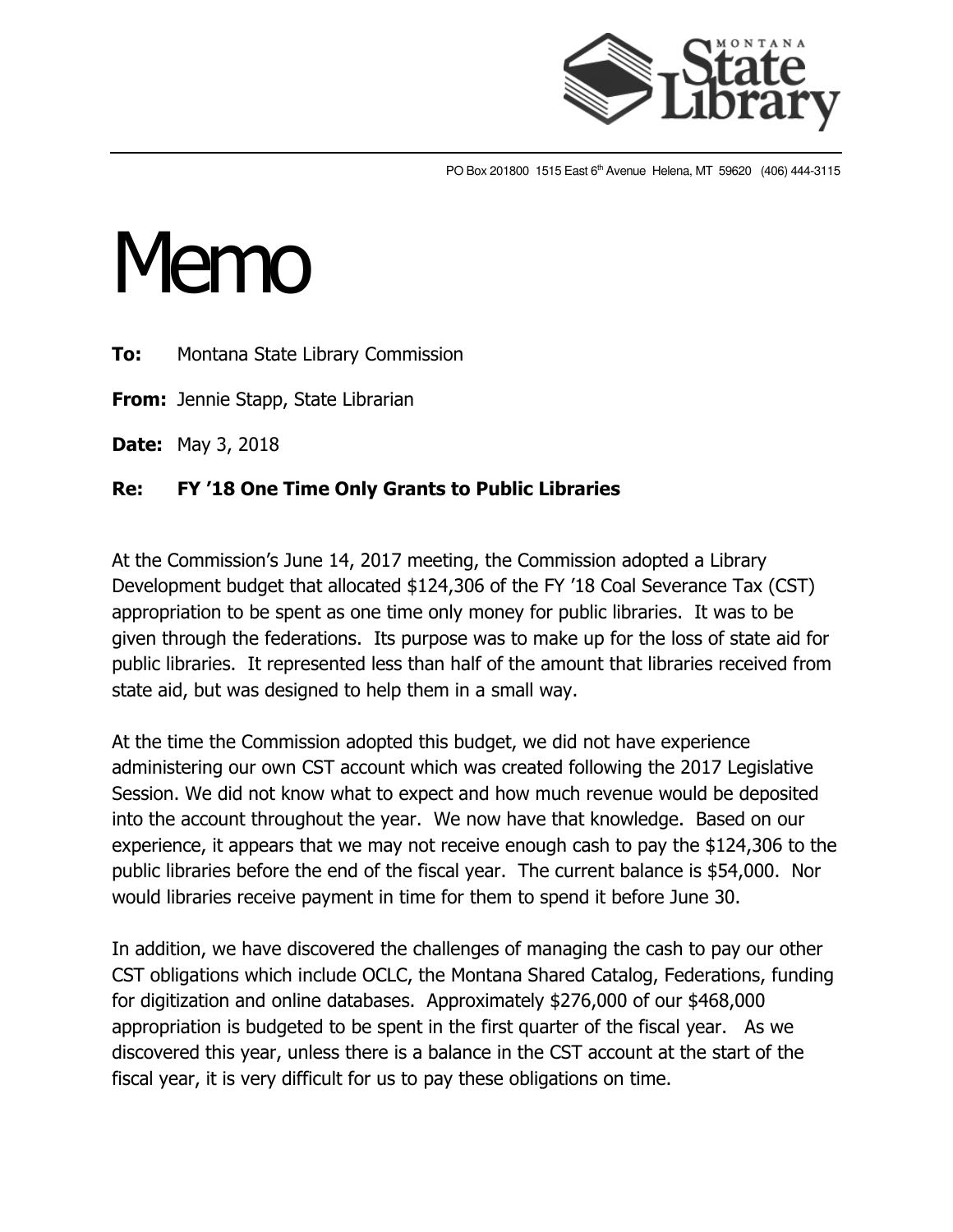PO Box 201800 1515 East 6th Avenue Helena, MT 59620 (406) 444-3115

# Memo

**To:** Montana State Library Commission

**From:** Jennie Stapp, State Librarian

**Date:** May 3, 2018

**Re: FY '18 One Time Only Grants to Public Libraries**

At the Commission's June 14, 2017 meeting, the Commission adopted a Library Development budget that allocated $124,306 of the FY '18 Coal Severance Tax (CST) appropriation to be spent as one time only money for public libraries. It was to be given through the federations. Its purpose was to make up for the loss of state aid for public libraries. It represented less than half of the amount that libraries received from state aid, but was designed to help them in a small way.

At the time the Commission adopted this budget, we did not have experience administering our own CST account which was created following the 2017 Legislative Session. We did not know what to expect and how much revenue would be deposited into the account throughout the year. We now have that knowledge. Based on our experience, it appears that we may not receive enough cash to pay the $124,306 to the public libraries before the end of the fiscal year. The current balance is $54,000. Nor would libraries receive payment in time for them to spend it before June 30.

In addition, we have discovered the challenges of managing the cash to pay our other CST obligations which include OCLC, the Montana Shared Catalog, Federations, funding for digitization and online databases. Approximately $276,000 of our $468,000 appropriation is budgeted to be spent in the first quarter of the fiscal year. As we discovered this year, unless there is a balance in the CST account at the start of the fiscal year, it is very difficult for us to pay these obligations on time.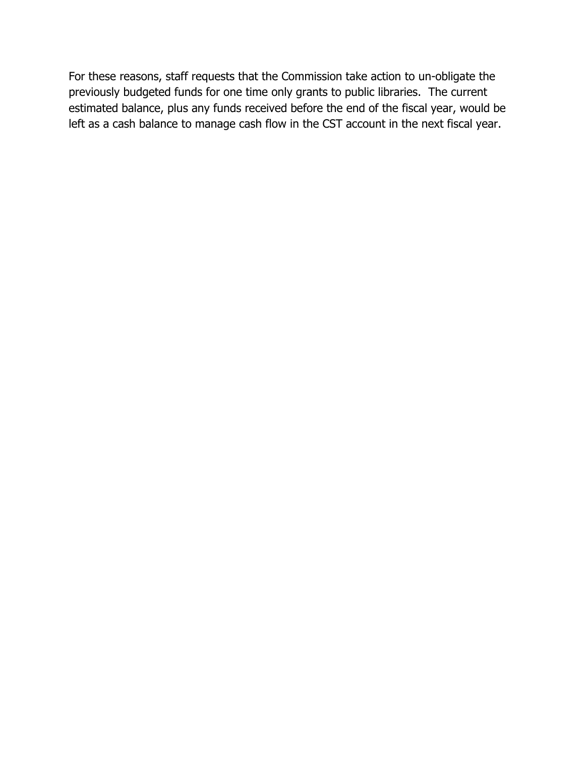For these reasons, staff requests that the Commission take action to un-obligate the previously budgeted funds for one time only grants to public libraries. The current estimated balance, plus any funds received before the end of the fiscal year, would be left as a cash balance to manage cash flow in the CST account in the next fiscal year.